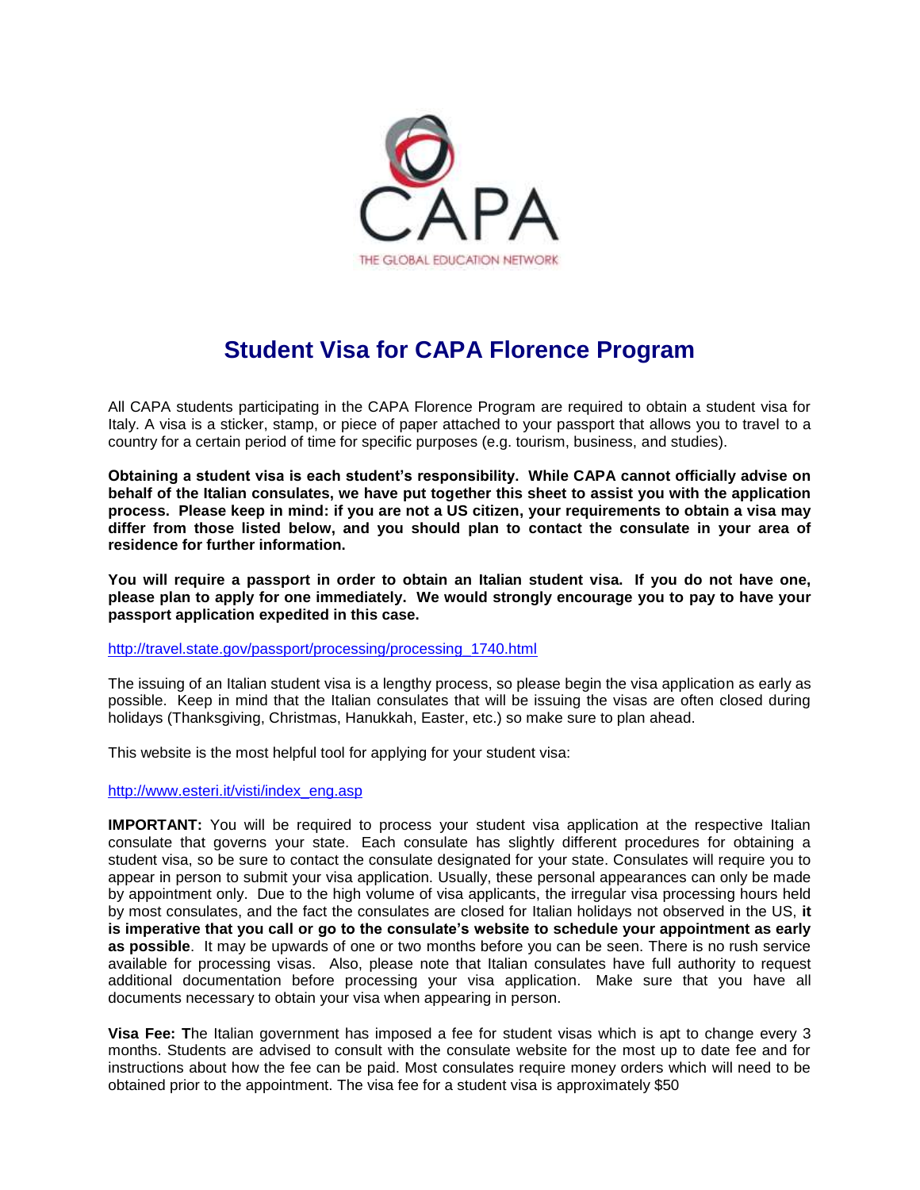CAPA

THE GLOBAL EDUCATION NETWORK

# Student Visa for CAPA Florence Program

All CAPA students participating in the CAPA Florence Program are required to obtain a student visa for Italy. A visa is a sticker, stamp, or piece of paper attached to your passport that allows you to travel to a country for a certain period of time for specific purposes (e.g. tourism, business, and studies).

**Obtaining a student visa is each student's responsibility. While CAPA cannot officially advise on behalf of the Italian consulates, we have put together this sheet to assist you with the application process. Please keep in mind: if you are not a US citizen, your requirements to obtain a visa may differ from those listed below, and you should plan to contact the consulate in your area of residence for further information.**

**You will require a passport in order to obtain an Italian student visa. If you do not have one, please plan to apply for one immediately. We would strongly encourage you to pay to have your passport application expedited in this case.**

http://travel.state.gov/passport/processing/processing_1740.html

The issuing of an Italian student visa is a lengthy process, so please begin the visa application as early as possible. Keep in mind that the Italian consulates that will be issuing the visas are often closed during holidays (Thanksgiving, Christmas, Hanukkah, Easter, etc.) so make sure to plan ahead.

This website is the most helpful tool for applying for your student visa:

http://www.esteri.it/visti/index_eng.asp

**IMPORTANT:** You will be required to process your student visa application at the respective Italian consulate that governs your state. Each consulate has slightly different procedures for obtaining a student visa, so be sure to contact the consulate designated for your state. Consulates will require you to appear in person to submit your visa application. Usually, these personal appearances can only be made by appointment only. Due to the high volume of visa applicants, the irregular visa processing hours held by most consulates, and the fact the consulates are closed for Italian holidays not observed in the US, **it is imperative that you call or go to the consulate's website to schedule your appointment as early as possible**. It may be upwards of one or two months before you can be seen. There is no rush service available for processing visas. Also, please note that Italian consulates have full authority to request additional documentation before processing your visa application. Make sure that you have all documents necessary to obtain your visa when appearing in person.

**Visa Fee: T**he Italian government has imposed a fee for student visas which is apt to change every 3 months. Students are advised to consult with the consulate website for the most up to date fee and for instructions about how the fee can be paid. Most consulates require money orders which will need to be obtained prior to the appointment. The visa fee for a student visa is approximately $50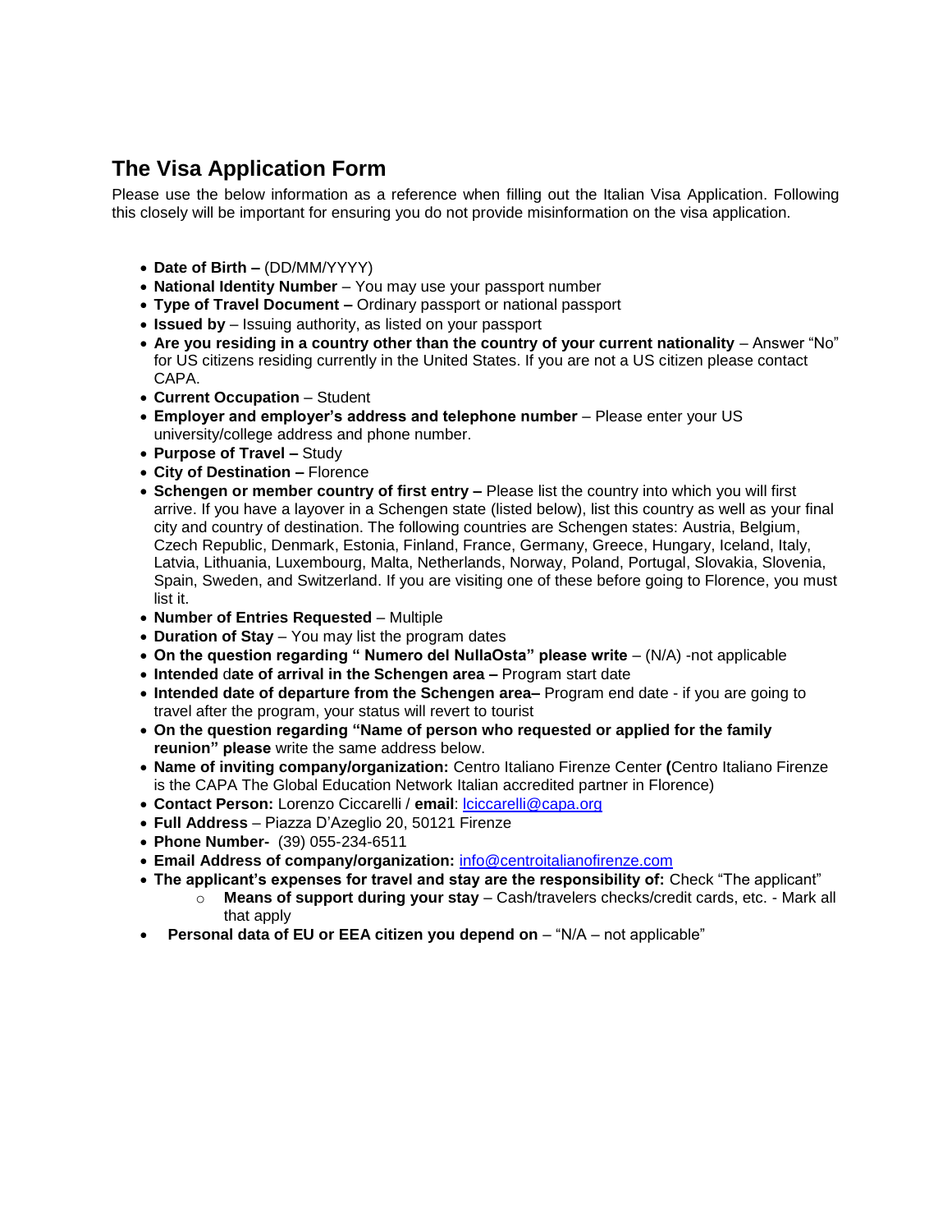## The Visa Application Form

Please use the below information as a reference when filling out the Italian Visa Application. Following this closely will be important for ensuring you do not provide misinformation on the visa application.

- **Date of Birth –** (DD/MM/YYYY)
- **National Identity Number** – You may use your passport number
- **Type of Travel Document –** Ordinary passport or national passport
- **Issued by** – Issuing authority, as listed on your passport
- **Are you residing in a country other than the country of your current nationality** – Answer "No" for US citizens residing currently in the United States. If you are not a US citizen please contact CAPA.
- **Current Occupation** – Student
- **Employer and employer's address and telephone number** – Please enter your US university/college address and phone number.
- **Purpose of Travel –** Study
- **City of Destination –** Florence
- **Schengen or member country of first entry –** Please list the country into which you will first arrive. If you have a layover in a Schengen state (listed below), list this country as well as your final city and country of destination. The following countries are Schengen states: Austria, Belgium, Czech Republic, Denmark, Estonia, Finland, France, Germany, Greece, Hungary, Iceland, Italy, Latvia, Lithuania, Luxembourg, Malta, Netherlands, Norway, Poland, Portugal, Slovakia, Slovenia, Spain, Sweden, and Switzerland. If you are visiting one of these before going to Florence, you must list it.
- **Number of Entries Requested** – Multiple
- **Duration of Stay** – You may list the program dates
- **On the question regarding " Numero del NullaOsta" please write** – (N/A) -not applicable
- **Intended** date **of arrival in the Schengen area –** Program start date
- **Intended date of departure from the Schengen area–** Program end date - if you are going to travel after the program, your status will revert to tourist
- **On the question regarding "Name of person who requested or applied for the family reunion" please** write the same address below.
- **Name of inviting company/organization:** Centro Italiano Firenze Center **(**Centro Italiano Firenze is the CAPA The Global Education Network Italian accredited partner in Florence)
- **Contact Person:** Lorenzo Ciccarelli / **email**: lciccarelli@capa.org
- **Full Address** – Piazza D'Azeglio 20, 50121 Firenze
- **Phone Number-** (39) 055-234-6511
- **Email Address of company/organization:** info@centroitalianofirenze.com
- **The applicant's expenses for travel and stay are the responsibility of:** Check "The applicant"
  - **Means of support during your stay** – Cash/travelers checks/credit cards, etc. - Mark all that apply
- **Personal data of EU or EEA citizen you depend on** – "N/A – not applicable"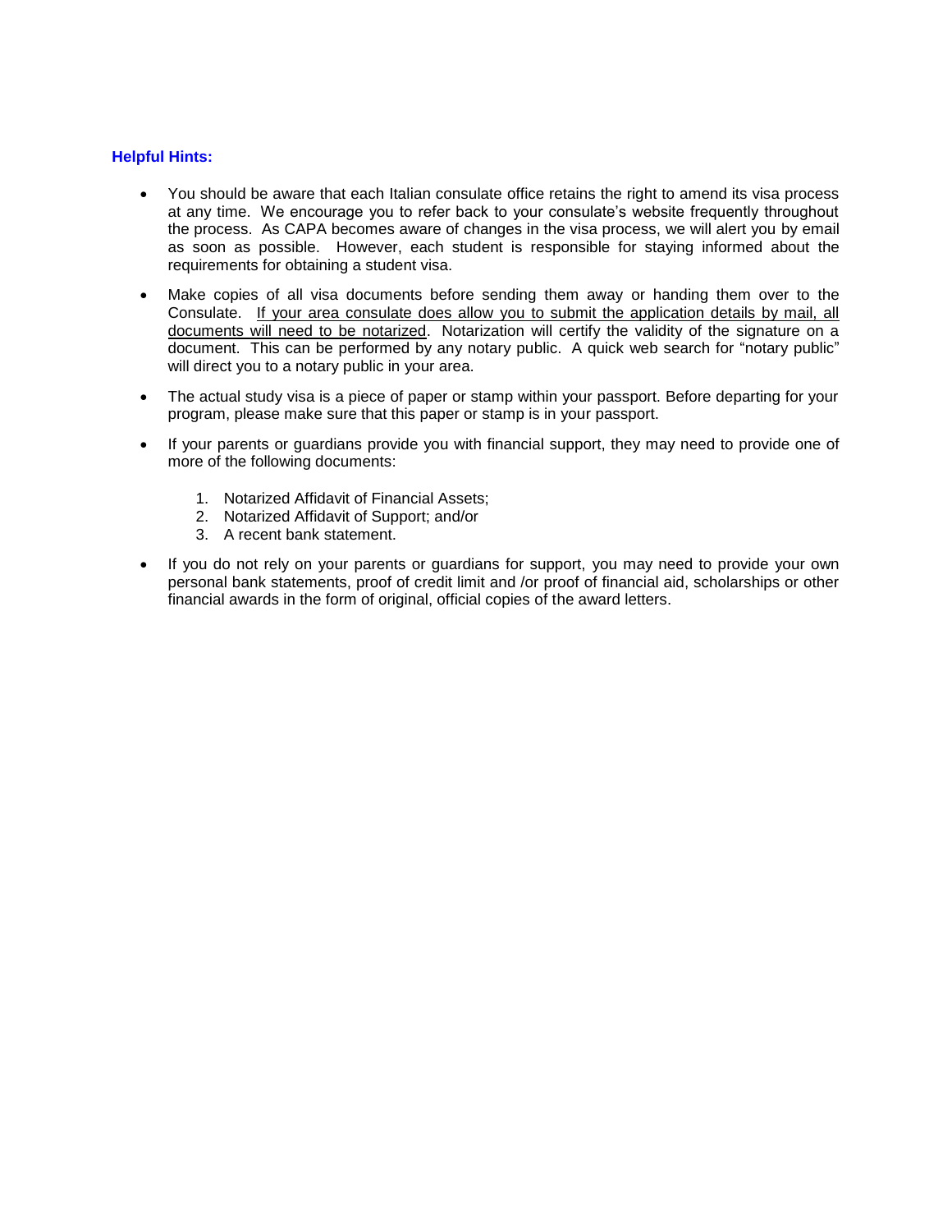**Helpful Hints:**

- You should be aware that each Italian consulate office retains the right to amend its visa process at any time. We encourage you to refer back to your consulate's website frequently throughout the process. As CAPA becomes aware of changes in the visa process, we will alert you by email as soon as possible. However, each student is responsible for staying informed about the requirements for obtaining a student visa.

- Make copies of all visa documents before sending them away or handing them over to the Consulate. <u>If your area consulate does allow you to submit the application details by mail, all documents will need to be notarized</u>. Notarization will certify the validity of the signature on a document. This can be performed by any notary public. A quick web search for "notary public" will direct you to a notary public in your area.

- The actual study visa is a piece of paper or stamp within your passport. Before departing for your program, please make sure that this paper or stamp is in your passport.

- If your parents or guardians provide you with financial support, they may need to provide one of more of the following documents:

  1. Notarized Affidavit of Financial Assets;
  2. Notarized Affidavit of Support; and/or
  3. A recent bank statement.

- If you do not rely on your parents or guardians for support, you may need to provide your own personal bank statements, proof of credit limit and /or proof of financial aid, scholarships or other financial awards in the form of original, official copies of the award letters.